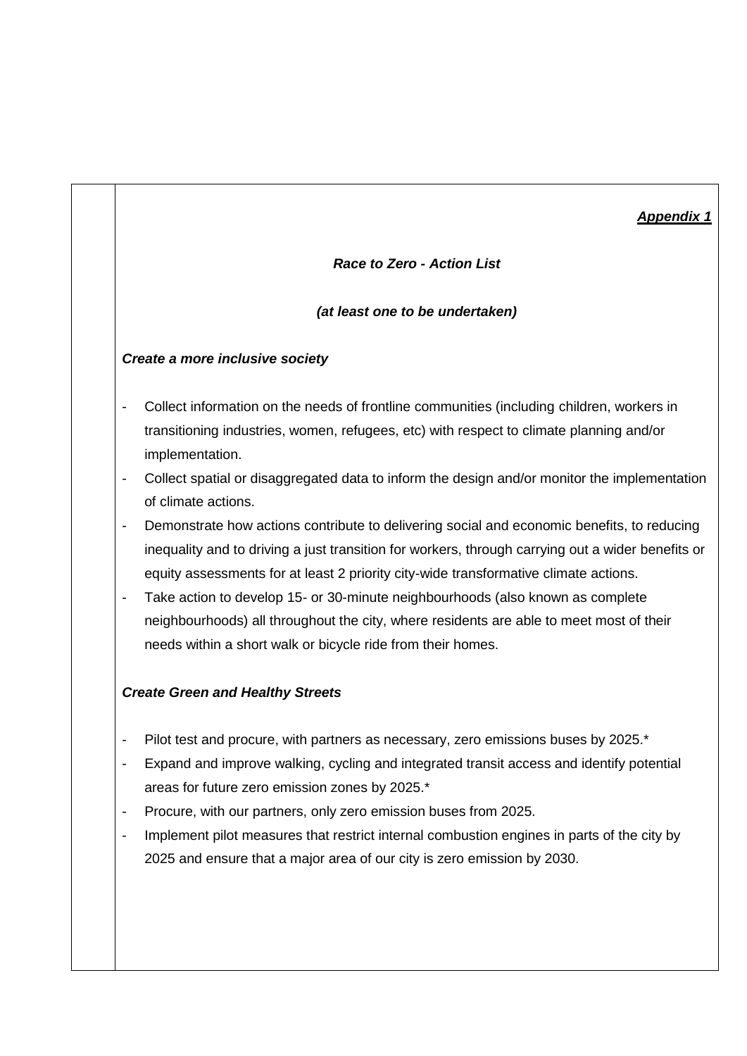***Appendix 1***

***Race to Zero - Action List***

***(at least one to be undertaken)***

***Create a more inclusive society***

- Collect information on the needs of frontline communities (including children, workers in transitioning industries, women, refugees, etc) with respect to climate planning and/or implementation.
- Collect spatial or disaggregated data to inform the design and/or monitor the implementation of climate actions.
- Demonstrate how actions contribute to delivering social and economic benefits, to reducing inequality and to driving a just transition for workers, through carrying out a wider benefits or equity assessments for at least 2 priority city-wide transformative climate actions.
- Take action to develop 15- or 30-minute neighbourhoods (also known as complete neighbourhoods) all throughout the city, where residents are able to meet most of their needs within a short walk or bicycle ride from their homes.

***Create Green and Healthy Streets***

- Pilot test and procure, with partners as necessary, zero emissions buses by 2025.*
- Expand and improve walking, cycling and integrated transit access and identify potential areas for future zero emission zones by 2025.*
- Procure, with our partners, only zero emission buses from 2025.
- Implement pilot measures that restrict internal combustion engines in parts of the city by 2025 and ensure that a major area of our city is zero emission by 2030.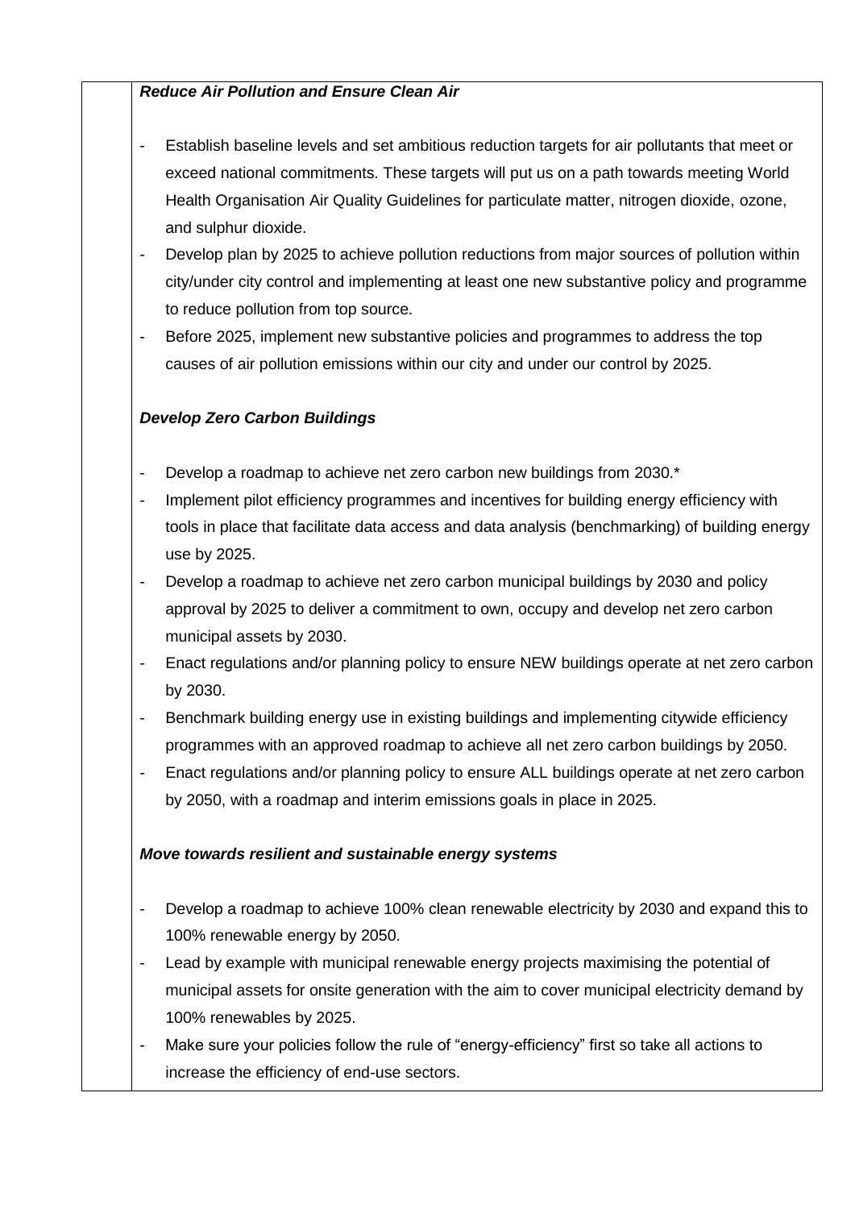***Reduce Air Pollution and Ensure Clean Air***

- Establish baseline levels and set ambitious reduction targets for air pollutants that meet or exceed national commitments. These targets will put us on a path towards meeting World Health Organisation Air Quality Guidelines for particulate matter, nitrogen dioxide, ozone, and sulphur dioxide.
- Develop plan by 2025 to achieve pollution reductions from major sources of pollution within city/under city control and implementing at least one new substantive policy and programme to reduce pollution from top source.
- Before 2025, implement new substantive policies and programmes to address the top causes of air pollution emissions within our city and under our control by 2025.

***Develop Zero Carbon Buildings***

- Develop a roadmap to achieve net zero carbon new buildings from 2030.*
- Implement pilot efficiency programmes and incentives for building energy efficiency with tools in place that facilitate data access and data analysis (benchmarking) of building energy use by 2025.
- Develop a roadmap to achieve net zero carbon municipal buildings by 2030 and policy approval by 2025 to deliver a commitment to own, occupy and develop net zero carbon municipal assets by 2030.
- Enact regulations and/or planning policy to ensure NEW buildings operate at net zero carbon by 2030.
- Benchmark building energy use in existing buildings and implementing citywide efficiency programmes with an approved roadmap to achieve all net zero carbon buildings by 2050.
- Enact regulations and/or planning policy to ensure ALL buildings operate at net zero carbon by 2050, with a roadmap and interim emissions goals in place in 2025.

***Move towards resilient and sustainable energy systems***

- Develop a roadmap to achieve 100% clean renewable electricity by 2030 and expand this to 100% renewable energy by 2050.
- Lead by example with municipal renewable energy projects maximising the potential of municipal assets for onsite generation with the aim to cover municipal electricity demand by 100% renewables by 2025.
- Make sure your policies follow the rule of "energy-efficiency" first so take all actions to increase the efficiency of end-use sectors.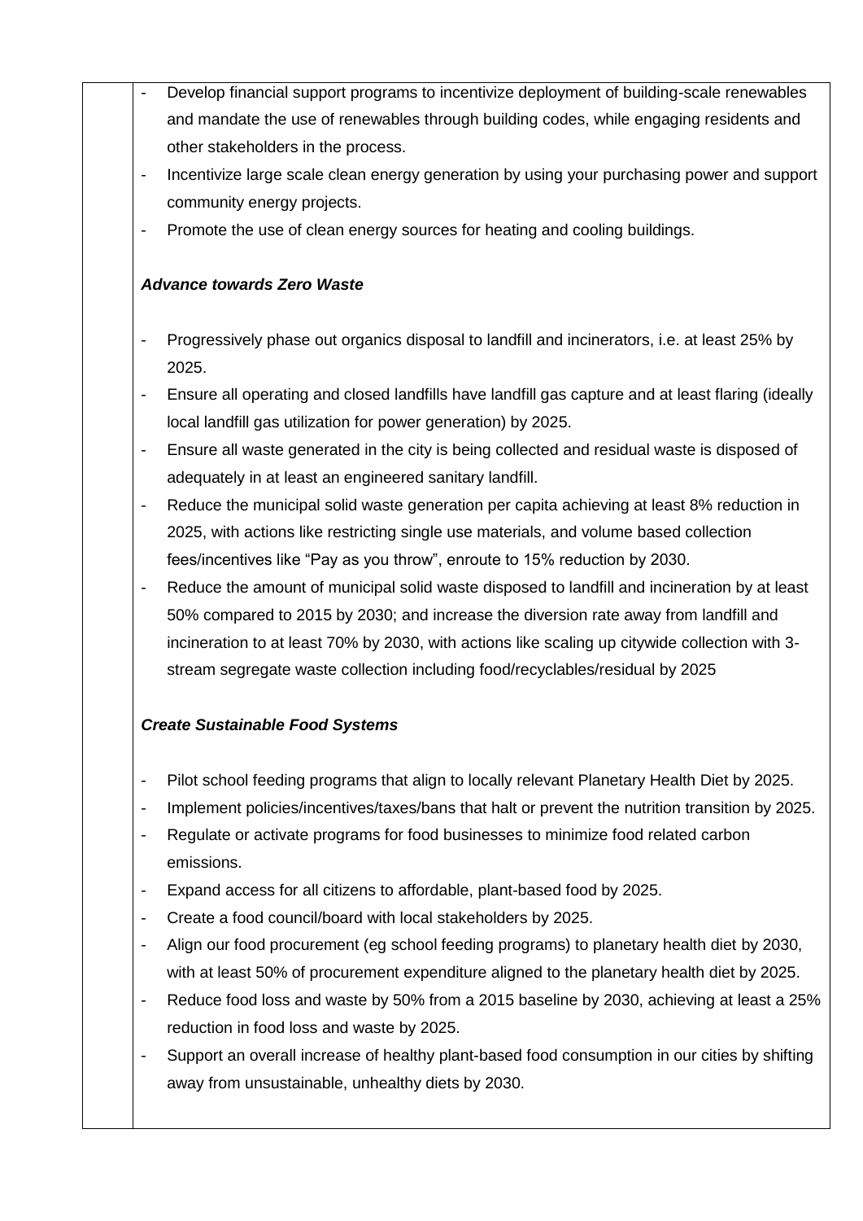- Develop financial support programs to incentivize deployment of building-scale renewables and mandate the use of renewables through building codes, while engaging residents and other stakeholders in the process.
- Incentivize large scale clean energy generation by using your purchasing power and support community energy projects.
- Promote the use of clean energy sources for heating and cooling buildings.

***Advance towards Zero Waste***

- Progressively phase out organics disposal to landfill and incinerators, i.e. at least 25% by 2025.
- Ensure all operating and closed landfills have landfill gas capture and at least flaring (ideally local landfill gas utilization for power generation) by 2025.
- Ensure all waste generated in the city is being collected and residual waste is disposed of adequately in at least an engineered sanitary landfill.
- Reduce the municipal solid waste generation per capita achieving at least 8% reduction in 2025, with actions like restricting single use materials, and volume based collection fees/incentives like "Pay as you throw", enroute to 15% reduction by 2030.
- Reduce the amount of municipal solid waste disposed to landfill and incineration by at least 50% compared to 2015 by 2030; and increase the diversion rate away from landfill and incineration to at least 70% by 2030, with actions like scaling up citywide collection with 3-stream segregate waste collection including food/recyclables/residual by 2025

***Create Sustainable Food Systems***

- Pilot school feeding programs that align to locally relevant Planetary Health Diet by 2025.
- Implement policies/incentives/taxes/bans that halt or prevent the nutrition transition by 2025.
- Regulate or activate programs for food businesses to minimize food related carbon emissions.
- Expand access for all citizens to affordable, plant-based food by 2025.
- Create a food council/board with local stakeholders by 2025.
- Align our food procurement (eg school feeding programs) to planetary health diet by 2030, with at least 50% of procurement expenditure aligned to the planetary health diet by 2025.
- Reduce food loss and waste by 50% from a 2015 baseline by 2030, achieving at least a 25% reduction in food loss and waste by 2025.
- Support an overall increase of healthy plant-based food consumption in our cities by shifting away from unsustainable, unhealthy diets by 2030.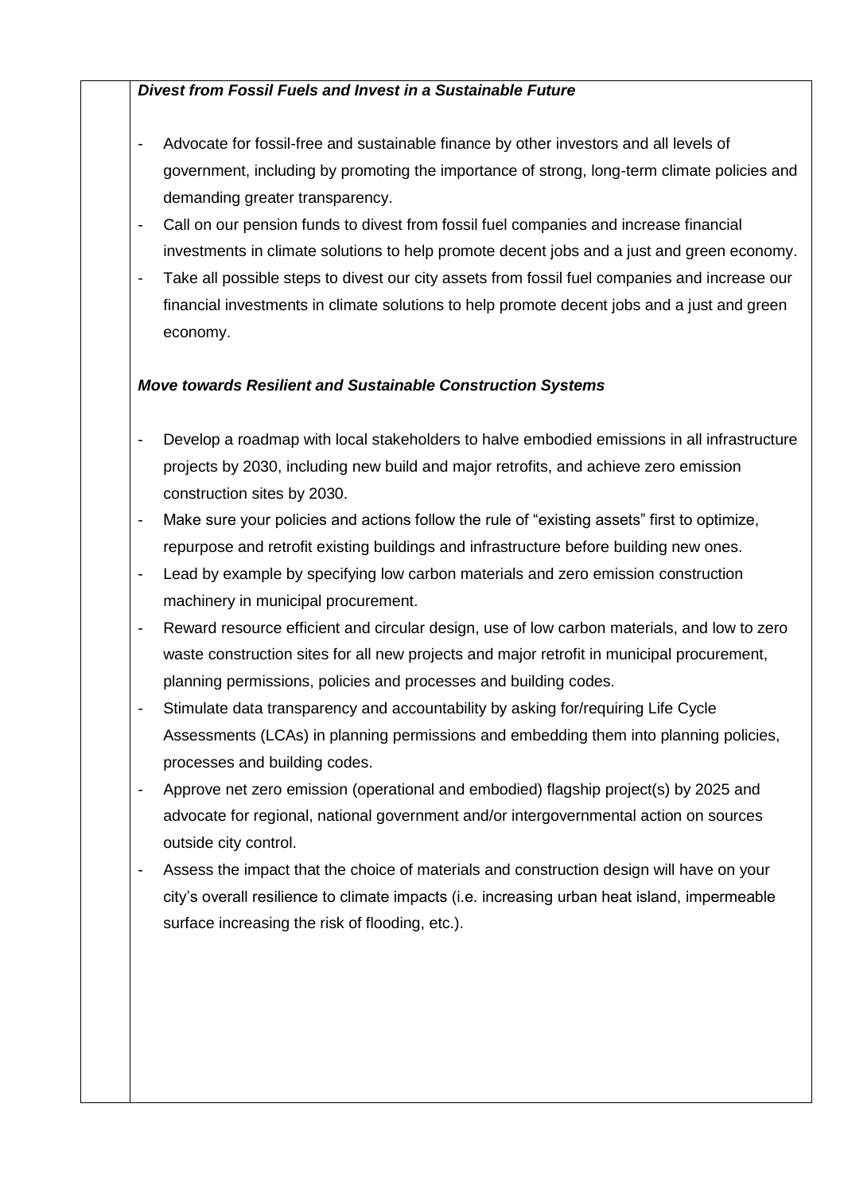***Divest from Fossil Fuels and Invest in a Sustainable Future***

- Advocate for fossil-free and sustainable finance by other investors and all levels of government, including by promoting the importance of strong, long-term climate policies and demanding greater transparency.
- Call on our pension funds to divest from fossil fuel companies and increase financial investments in climate solutions to help promote decent jobs and a just and green economy.
- Take all possible steps to divest our city assets from fossil fuel companies and increase our financial investments in climate solutions to help promote decent jobs and a just and green economy.

***Move towards Resilient and Sustainable Construction Systems***

- Develop a roadmap with local stakeholders to halve embodied emissions in all infrastructure projects by 2030, including new build and major retrofits, and achieve zero emission construction sites by 2030.
- Make sure your policies and actions follow the rule of "existing assets" first to optimize, repurpose and retrofit existing buildings and infrastructure before building new ones.
- Lead by example by specifying low carbon materials and zero emission construction machinery in municipal procurement.
- Reward resource efficient and circular design, use of low carbon materials, and low to zero waste construction sites for all new projects and major retrofit in municipal procurement, planning permissions, policies and processes and building codes.
- Stimulate data transparency and accountability by asking for/requiring Life Cycle Assessments (LCAs) in planning permissions and embedding them into planning policies, processes and building codes.
- Approve net zero emission (operational and embodied) flagship project(s) by 2025 and advocate for regional, national government and/or intergovernmental action on sources outside city control.
- Assess the impact that the choice of materials and construction design will have on your city's overall resilience to climate impacts (i.e. increasing urban heat island, impermeable surface increasing the risk of flooding, etc.).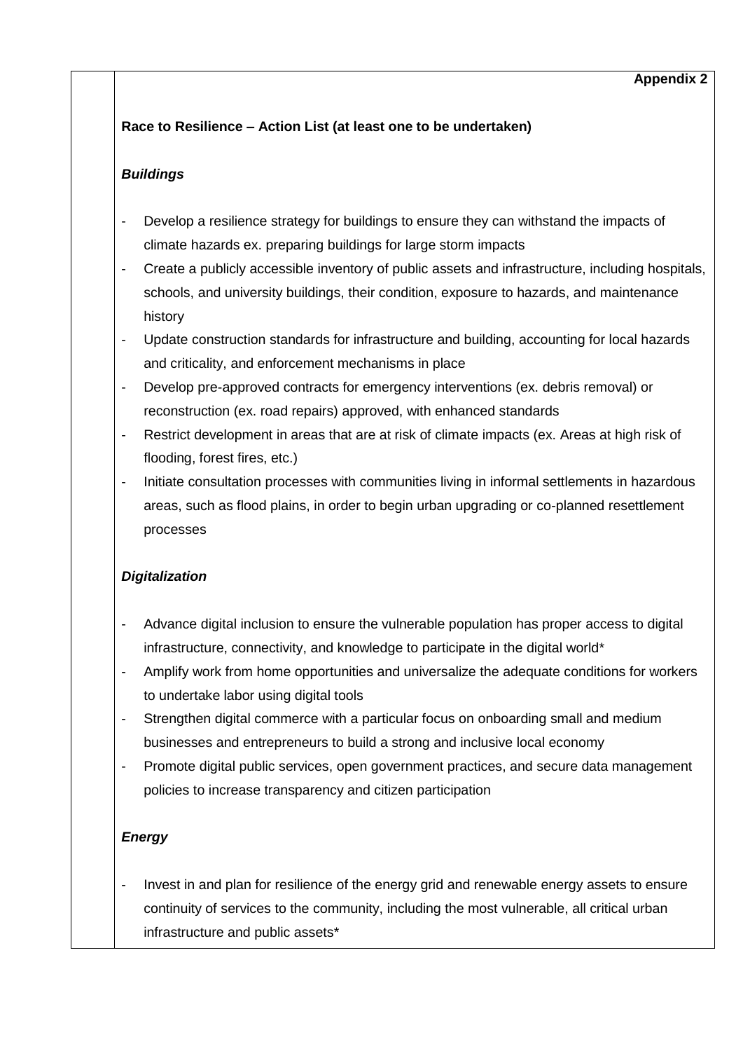**Appendix 2**

**Race to Resilience – Action List (at least one to be undertaken)**

***Buildings***

- Develop a resilience strategy for buildings to ensure they can withstand the impacts of climate hazards ex. preparing buildings for large storm impacts
- Create a publicly accessible inventory of public assets and infrastructure, including hospitals, schools, and university buildings, their condition, exposure to hazards, and maintenance history
- Update construction standards for infrastructure and building, accounting for local hazards and criticality, and enforcement mechanisms in place
- Develop pre-approved contracts for emergency interventions (ex. debris removal) or reconstruction (ex. road repairs) approved, with enhanced standards
- Restrict development in areas that are at risk of climate impacts (ex. Areas at high risk of flooding, forest fires, etc.)
- Initiate consultation processes with communities living in informal settlements in hazardous areas, such as flood plains, in order to begin urban upgrading or co-planned resettlement processes

***Digitalization***

- Advance digital inclusion to ensure the vulnerable population has proper access to digital infrastructure, connectivity, and knowledge to participate in the digital world*
- Amplify work from home opportunities and universalize the adequate conditions for workers to undertake labor using digital tools
- Strengthen digital commerce with a particular focus on onboarding small and medium businesses and entrepreneurs to build a strong and inclusive local economy
- Promote digital public services, open government practices, and secure data management policies to increase transparency and citizen participation

***Energy***

- Invest in and plan for resilience of the energy grid and renewable energy assets to ensure continuity of services to the community, including the most vulnerable, all critical urban infrastructure and public assets*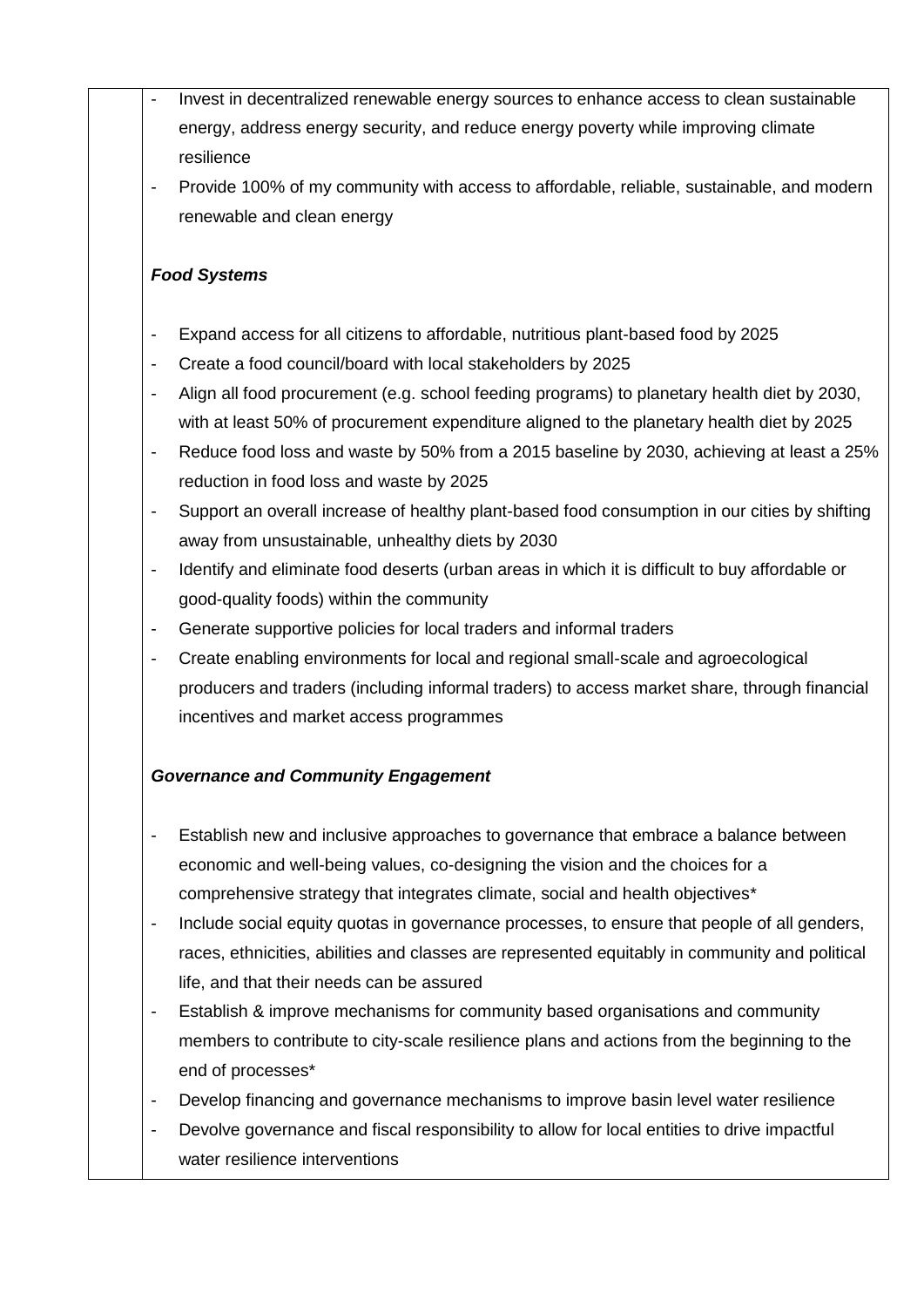- Invest in decentralized renewable energy sources to enhance access to clean sustainable energy, address energy security, and reduce energy poverty while improving climate resilience
- Provide 100% of my community with access to affordable, reliable, sustainable, and modern renewable and clean energy

***Food Systems***

- Expand access for all citizens to affordable, nutritious plant-based food by 2025
- Create a food council/board with local stakeholders by 2025
- Align all food procurement (e.g. school feeding programs) to planetary health diet by 2030, with at least 50% of procurement expenditure aligned to the planetary health diet by 2025
- Reduce food loss and waste by 50% from a 2015 baseline by 2030, achieving at least a 25% reduction in food loss and waste by 2025
- Support an overall increase of healthy plant-based food consumption in our cities by shifting away from unsustainable, unhealthy diets by 2030
- Identify and eliminate food deserts (urban areas in which it is difficult to buy affordable or good-quality foods) within the community
- Generate supportive policies for local traders and informal traders
- Create enabling environments for local and regional small-scale and agroecological producers and traders (including informal traders) to access market share, through financial incentives and market access programmes

***Governance and Community Engagement***

- Establish new and inclusive approaches to governance that embrace a balance between economic and well-being values, co-designing the vision and the choices for a comprehensive strategy that integrates climate, social and health objectives*
- Include social equity quotas in governance processes, to ensure that people of all genders, races, ethnicities, abilities and classes are represented equitably in community and political life, and that their needs can be assured
- Establish & improve mechanisms for community based organisations and community members to contribute to city-scale resilience plans and actions from the beginning to the end of processes*
- Develop financing and governance mechanisms to improve basin level water resilience
- Devolve governance and fiscal responsibility to allow for local entities to drive impactful water resilience interventions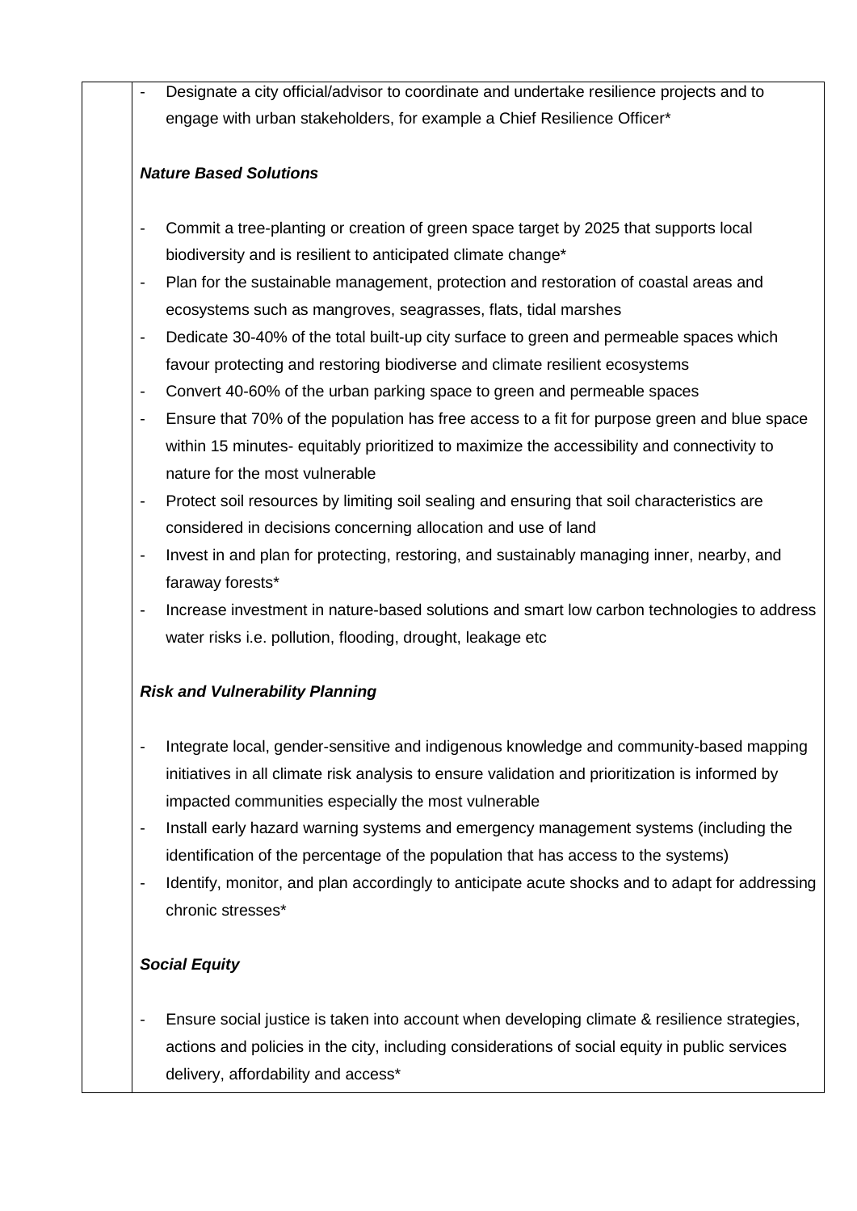- Designate a city official/advisor to coordinate and undertake resilience projects and to engage with urban stakeholders, for example a Chief Resilience Officer*

***Nature Based Solutions***

- Commit a tree-planting or creation of green space target by 2025 that supports local biodiversity and is resilient to anticipated climate change*
- Plan for the sustainable management, protection and restoration of coastal areas and ecosystems such as mangroves, seagrasses, flats, tidal marshes
- Dedicate 30-40% of the total built-up city surface to green and permeable spaces which favour protecting and restoring biodiverse and climate resilient ecosystems
- Convert 40-60% of the urban parking space to green and permeable spaces
- Ensure that 70% of the population has free access to a fit for purpose green and blue space within 15 minutes- equitably prioritized to maximize the accessibility and connectivity to nature for the most vulnerable
- Protect soil resources by limiting soil sealing and ensuring that soil characteristics are considered in decisions concerning allocation and use of land
- Invest in and plan for protecting, restoring, and sustainably managing inner, nearby, and faraway forests*
- Increase investment in nature-based solutions and smart low carbon technologies to address water risks i.e. pollution, flooding, drought, leakage etc

***Risk and Vulnerability Planning***

- Integrate local, gender-sensitive and indigenous knowledge and community-based mapping initiatives in all climate risk analysis to ensure validation and prioritization is informed by impacted communities especially the most vulnerable
- Install early hazard warning systems and emergency management systems (including the identification of the percentage of the population that has access to the systems)
- Identify, monitor, and plan accordingly to anticipate acute shocks and to adapt for addressing chronic stresses*

***Social Equity***

- Ensure social justice is taken into account when developing climate & resilience strategies, actions and policies in the city, including considerations of social equity in public services delivery, affordability and access*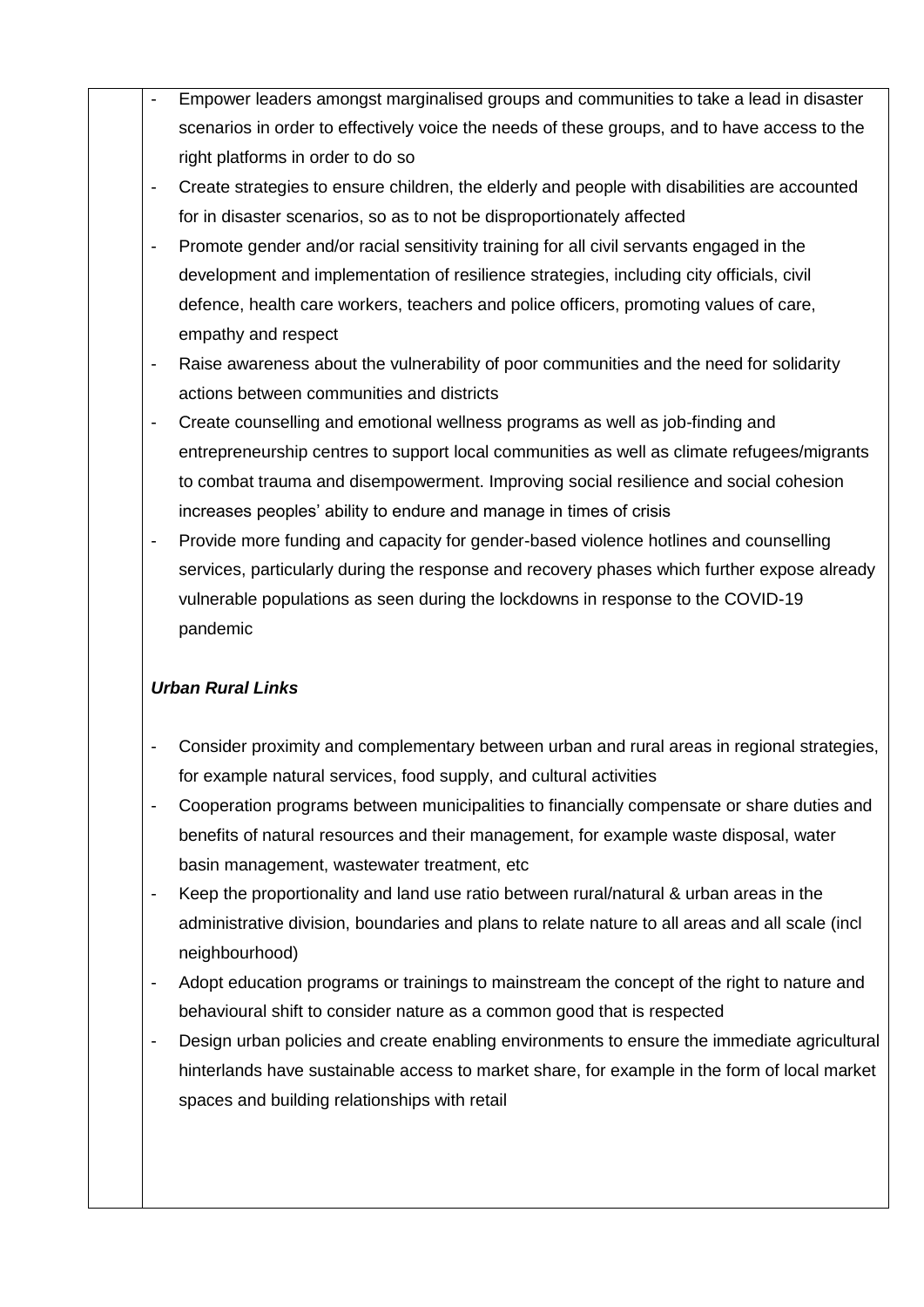- Empower leaders amongst marginalised groups and communities to take a lead in disaster scenarios in order to effectively voice the needs of these groups, and to have access to the right platforms in order to do so
- Create strategies to ensure children, the elderly and people with disabilities are accounted for in disaster scenarios, so as to not be disproportionately affected
- Promote gender and/or racial sensitivity training for all civil servants engaged in the development and implementation of resilience strategies, including city officials, civil defence, health care workers, teachers and police officers, promoting values of care, empathy and respect
- Raise awareness about the vulnerability of poor communities and the need for solidarity actions between communities and districts
- Create counselling and emotional wellness programs as well as job-finding and entrepreneurship centres to support local communities as well as climate refugees/migrants to combat trauma and disempowerment. Improving social resilience and social cohesion increases peoples' ability to endure and manage in times of crisis
- Provide more funding and capacity for gender-based violence hotlines and counselling services, particularly during the response and recovery phases which further expose already vulnerable populations as seen during the lockdowns in response to the COVID-19 pandemic

***Urban Rural Links***

- Consider proximity and complementary between urban and rural areas in regional strategies, for example natural services, food supply, and cultural activities
- Cooperation programs between municipalities to financially compensate or share duties and benefits of natural resources and their management, for example waste disposal, water basin management, wastewater treatment, etc
- Keep the proportionality and land use ratio between rural/natural & urban areas in the administrative division, boundaries and plans to relate nature to all areas and all scale (incl neighbourhood)
- Adopt education programs or trainings to mainstream the concept of the right to nature and behavioural shift to consider nature as a common good that is respected
- Design urban policies and create enabling environments to ensure the immediate agricultural hinterlands have sustainable access to market share, for example in the form of local market spaces and building relationships with retail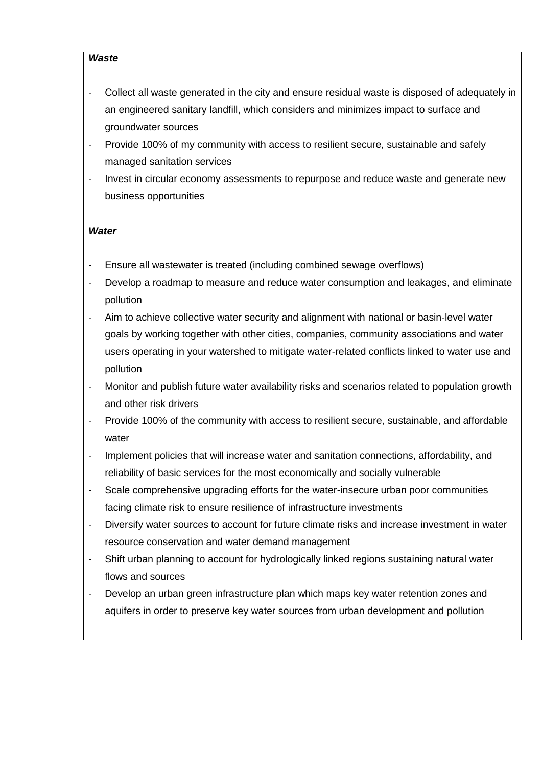***Waste***

- Collect all waste generated in the city and ensure residual waste is disposed of adequately in an engineered sanitary landfill, which considers and minimizes impact to surface and groundwater sources
- Provide 100% of my community with access to resilient secure, sustainable and safely managed sanitation services
- Invest in circular economy assessments to repurpose and reduce waste and generate new business opportunities

***Water***

- Ensure all wastewater is treated (including combined sewage overflows)
- Develop a roadmap to measure and reduce water consumption and leakages, and eliminate pollution
- Aim to achieve collective water security and alignment with national or basin-level water goals by working together with other cities, companies, community associations and water users operating in your watershed to mitigate water-related conflicts linked to water use and pollution
- Monitor and publish future water availability risks and scenarios related to population growth and other risk drivers
- Provide 100% of the community with access to resilient secure, sustainable, and affordable water
- Implement policies that will increase water and sanitation connections, affordability, and reliability of basic services for the most economically and socially vulnerable
- Scale comprehensive upgrading efforts for the water-insecure urban poor communities facing climate risk to ensure resilience of infrastructure investments
- Diversify water sources to account for future climate risks and increase investment in water resource conservation and water demand management
- Shift urban planning to account for hydrologically linked regions sustaining natural water flows and sources
- Develop an urban green infrastructure plan which maps key water retention zones and aquifers in order to preserve key water sources from urban development and pollution